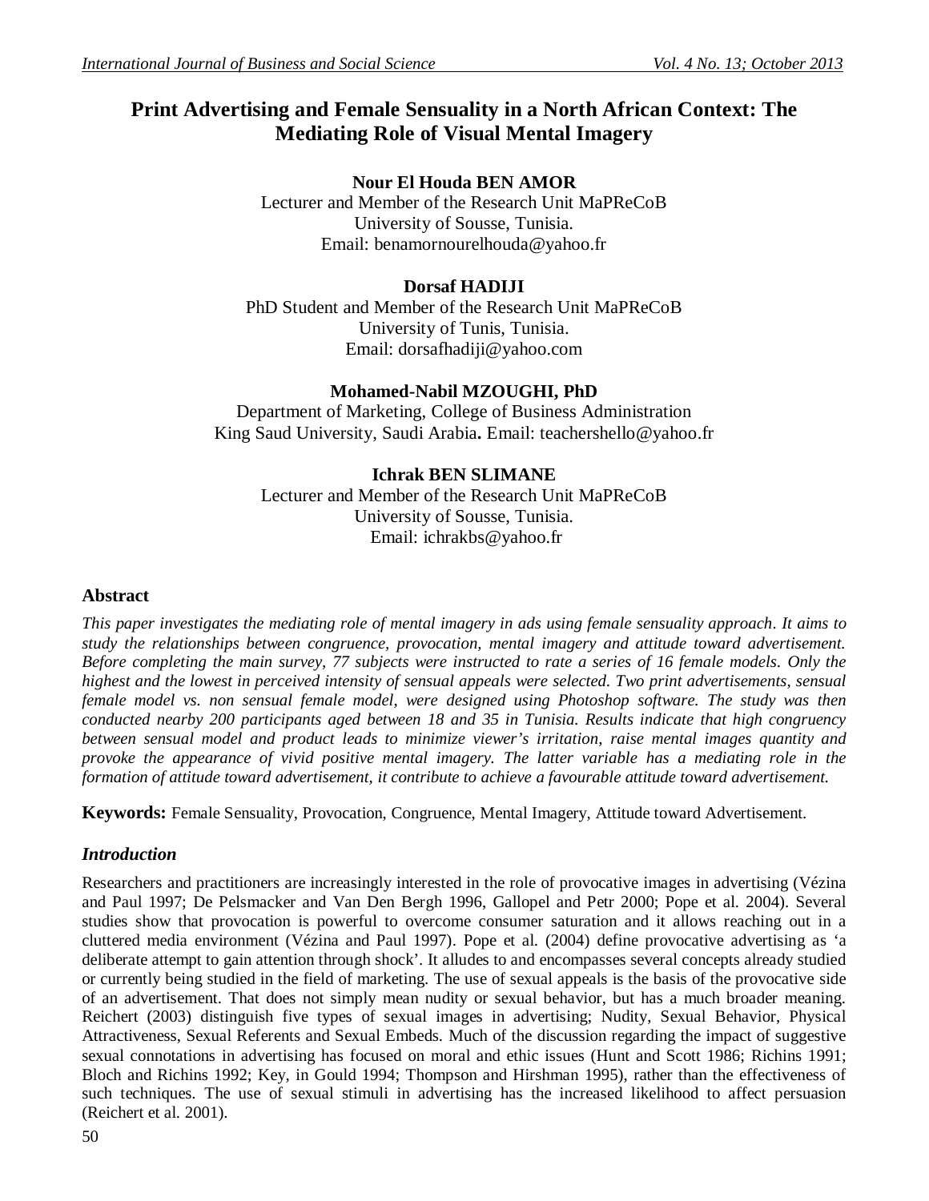# Print Advertising and Female Sensuality in a North African Context: The Mediating Role of Visual Mental Imagery

**Nour El Houda BEN AMOR**
Lecturer and Member of the Research Unit MaPReCoB
University of Sousse, Tunisia.
Email: benamornourelhouda@yahoo.fr

**Dorsaf HADIJI**
PhD Student and Member of the Research Unit MaPReCoB
University of Tunis, Tunisia.
Email: dorsafhadiji@yahoo.com

**Mohamed-Nabil MZOUGHI, PhD**
Department of Marketing, College of Business Administration
King Saud University, Saudi Arabia**.** Email: teachershello@yahoo.fr

**Ichrak BEN SLIMANE**
Lecturer and Member of the Research Unit MaPReCoB
University of Sousse, Tunisia.
Email: ichrakbs@yahoo.fr

## Abstract

*This paper investigates the mediating role of mental imagery in ads using female sensuality approach. It aims to study the relationships between congruence, provocation, mental imagery and attitude toward advertisement. Before completing the main survey, 77 subjects were instructed to rate a series of 16 female models. Only the highest and the lowest in perceived intensity of sensual appeals were selected. Two print advertisements, sensual female model vs. non sensual female model, were designed using Photoshop software. The study was then conducted nearby 200 participants aged between 18 and 35 in Tunisia. Results indicate that high congruency between sensual model and product leads to minimize viewer's irritation, raise mental images quantity and provoke the appearance of vivid positive mental imagery. The latter variable has a mediating role in the formation of attitude toward advertisement, it contribute to achieve a favourable attitude toward advertisement.*

**Keywords:** Female Sensuality, Provocation, Congruence, Mental Imagery, Attitude toward Advertisement.

## *Introduction*

Researchers and practitioners are increasingly interested in the role of provocative images in advertising (Vézina and Paul 1997; De Pelsmacker and Van Den Bergh 1996, Gallopel and Petr 2000; Pope et al. 2004). Several studies show that provocation is powerful to overcome consumer saturation and it allows reaching out in a cluttered media environment (Vézina and Paul 1997). Pope et al. (2004) define provocative advertising as 'a deliberate attempt to gain attention through shock'. It alludes to and encompasses several concepts already studied or currently being studied in the field of marketing. The use of sexual appeals is the basis of the provocative side of an advertisement. That does not simply mean nudity or sexual behavior, but has a much broader meaning. Reichert (2003) distinguish five types of sexual images in advertising; Nudity, Sexual Behavior, Physical Attractiveness, Sexual Referents and Sexual Embeds. Much of the discussion regarding the impact of suggestive sexual connotations in advertising has focused on moral and ethic issues (Hunt and Scott 1986; Richins 1991; Bloch and Richins 1992; Key, in Gould 1994; Thompson and Hirshman 1995), rather than the effectiveness of such techniques. The use of sexual stimuli in advertising has the increased likelihood to affect persuasion (Reichert et al. 2001).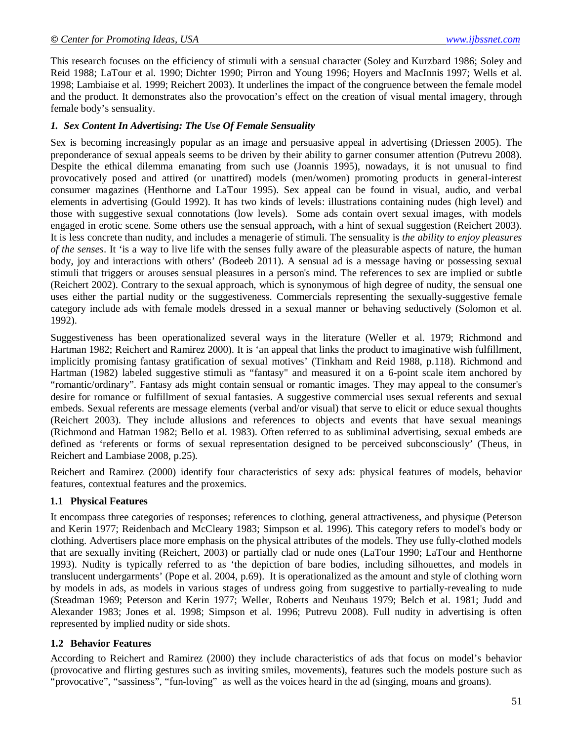This research focuses on the efficiency of stimuli with a sensual character (Soley and Kurzbard 1986; Soley and Reid 1988; LaTour et al. 1990; Dichter 1990; Pirron and Young 1996; Hoyers and MacInnis 1997; Wells et al. 1998; Lambiaise et al. 1999; Reichert 2003). It underlines the impact of the congruence between the female model and the product. It demonstrates also the provocation's effect on the creation of visual mental imagery, through female body's sensuality.

### *1. Sex Content In Advertising: The Use Of Female Sensuality*

Sex is becoming increasingly popular as an image and persuasive appeal in advertising (Driessen 2005). The preponderance of sexual appeals seems to be driven by their ability to garner consumer attention (Putrevu 2008). Despite the ethical dilemma emanating from such use (Joannis 1995), nowadays, it is not unusual to find provocatively posed and attired (or unattired) models (men/women) promoting products in general-interest consumer magazines (Henthorne and LaTour 1995). Sex appeal can be found in visual, audio, and verbal elements in advertising (Gould 1992). It has two kinds of levels: illustrations containing nudes (high level) and those with suggestive sexual connotations (low levels). Some ads contain overt sexual images, with models engaged in erotic scene. Some others use the sensual approach**,** with a hint of sexual suggestion (Reichert 2003). It is less concrete than nudity, and includes a menagerie of stimuli. The sensuality is *the ability to enjoy pleasures of the senses*. It 'is a way to live life with the senses fully aware of the pleasurable aspects of nature, the human body, joy and interactions with others' (Bodeeb 2011). A sensual ad is a message having or possessing sexual stimuli that triggers or arouses sensual pleasures in a person's mind. The references to sex are implied or subtle (Reichert 2002). Contrary to the sexual approach, which is synonymous of high degree of nudity, the sensual one uses either the partial nudity or the suggestiveness. Commercials representing the sexually-suggestive female category include ads with female models dressed in a sexual manner or behaving seductively (Solomon et al. 1992).

Suggestiveness has been operationalized several ways in the literature (Weller et al. 1979; Richmond and Hartman 1982; Reichert and Ramirez 2000). It is 'an appeal that links the product to imaginative wish fulfillment, implicitly promising fantasy gratification of sexual motives' (Tinkham and Reid 1988, p.118). Richmond and Hartman (1982) labeled suggestive stimuli as "fantasy" and measured it on a 6-point scale item anchored by "romantic/ordinary". Fantasy ads might contain sensual or romantic images. They may appeal to the consumer's desire for romance or fulfillment of sexual fantasies. A suggestive commercial uses sexual referents and sexual embeds. Sexual referents are message elements (verbal and/or visual) that serve to elicit or educe sexual thoughts (Reichert 2003). They include allusions and references to objects and events that have sexual meanings (Richmond and Hatman 1982; Bello et al. 1983). Often referred to as subliminal advertising, sexual embeds are defined as 'referents or forms of sexual representation designed to be perceived subconsciously' (Theus, in Reichert and Lambiase 2008, p.25).

Reichert and Ramirez (2000) identify four characteristics of sexy ads: physical features of models, behavior features, contextual features and the proxemics.

### 1.1 Physical Features

It encompass three categories of responses; references to clothing, general attractiveness, and physique (Peterson and Kerin 1977; Reidenbach and McCleary 1983; Simpson et al. 1996). This category refers to model's body or clothing. Advertisers place more emphasis on the physical attributes of the models. They use fully-clothed models that are sexually inviting (Reichert, 2003) or partially clad or nude ones (LaTour 1990; LaTour and Henthorne 1993). Nudity is typically referred to as 'the depiction of bare bodies, including silhouettes, and models in translucent undergarments' (Pope et al. 2004, p.69). It is operationalized as the amount and style of clothing worn by models in ads, as models in various stages of undress going from suggestive to partially-revealing to nude (Steadman 1969; Peterson and Kerin 1977; Weller, Roberts and Neuhaus 1979; Belch et al. 1981; Judd and Alexander 1983; Jones et al. 1998; Simpson et al. 1996; Putrevu 2008). Full nudity in advertising is often represented by implied nudity or side shots.

### 1.2 Behavior Features

According to Reichert and Ramirez (2000) they include characteristics of ads that focus on model's behavior (provocative and flirting gestures such as inviting smiles, movements), features such the models posture such as "provocative", "sassiness", "fun-loving" as well as the voices heard in the ad (singing, moans and groans).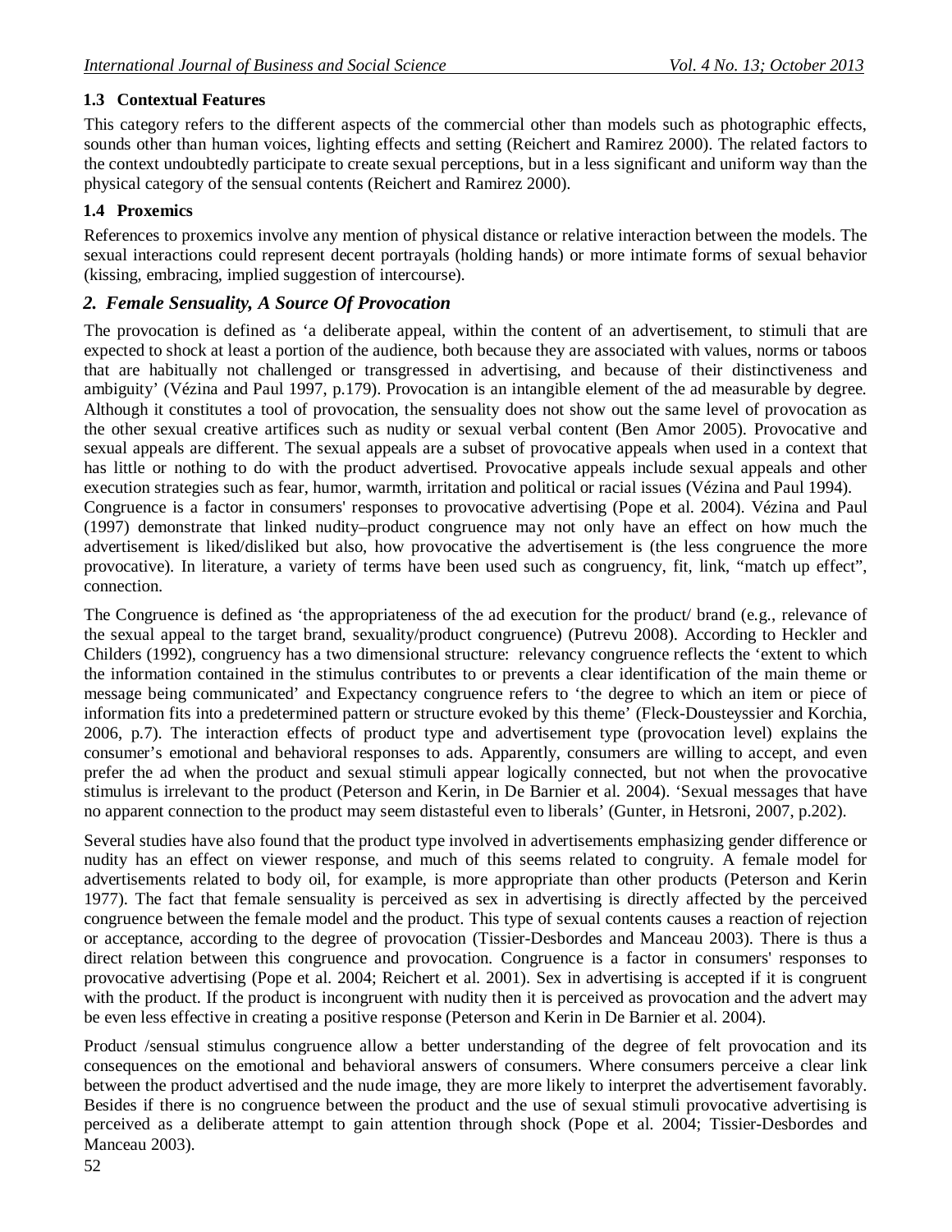### 1.3 Contextual Features

This category refers to the different aspects of the commercial other than models such as photographic effects, sounds other than human voices, lighting effects and setting (Reichert and Ramirez 2000). The related factors to the context undoubtedly participate to create sexual perceptions, but in a less significant and uniform way than the physical category of the sensual contents (Reichert and Ramirez 2000).

### 1.4 Proxemics

References to proxemics involve any mention of physical distance or relative interaction between the models. The sexual interactions could represent decent portrayals (holding hands) or more intimate forms of sexual behavior (kissing, embracing, implied suggestion of intercourse).

## *2. Female Sensuality, A Source Of Provocation*

The provocation is defined as 'a deliberate appeal, within the content of an advertisement, to stimuli that are expected to shock at least a portion of the audience, both because they are associated with values, norms or taboos that are habitually not challenged or transgressed in advertising, and because of their distinctiveness and ambiguity' (Vézina and Paul 1997, p.179). Provocation is an intangible element of the ad measurable by degree. Although it constitutes a tool of provocation, the sensuality does not show out the same level of provocation as the other sexual creative artifices such as nudity or sexual verbal content (Ben Amor 2005). Provocative and sexual appeals are different. The sexual appeals are a subset of provocative appeals when used in a context that has little or nothing to do with the product advertised. Provocative appeals include sexual appeals and other execution strategies such as fear, humor, warmth, irritation and political or racial issues (Vézina and Paul 1994).
Congruence is a factor in consumers' responses to provocative advertising (Pope et al. 2004). Vézina and Paul (1997) demonstrate that linked nudity–product congruence may not only have an effect on how much the advertisement is liked/disliked but also, how provocative the advertisement is (the less congruence the more provocative). In literature, a variety of terms have been used such as congruency, fit, link, "match up effect", connection.

The Congruence is defined as 'the appropriateness of the ad execution for the product/ brand (e.g., relevance of the sexual appeal to the target brand, sexuality/product congruence) (Putrevu 2008). According to Heckler and Childers (1992), congruency has a two dimensional structure: relevancy congruence reflects the 'extent to which the information contained in the stimulus contributes to or prevents a clear identification of the main theme or message being communicated' and Expectancy congruence refers to 'the degree to which an item or piece of information fits into a predetermined pattern or structure evoked by this theme' (Fleck-Dousteyssier and Korchia, 2006, p.7). The interaction effects of product type and advertisement type (provocation level) explains the consumer's emotional and behavioral responses to ads. Apparently, consumers are willing to accept, and even prefer the ad when the product and sexual stimuli appear logically connected, but not when the provocative stimulus is irrelevant to the product (Peterson and Kerin, in De Barnier et al. 2004). 'Sexual messages that have no apparent connection to the product may seem distasteful even to liberals' (Gunter, in Hetsroni, 2007, p.202).

Several studies have also found that the product type involved in advertisements emphasizing gender difference or nudity has an effect on viewer response, and much of this seems related to congruity. A female model for advertisements related to body oil, for example, is more appropriate than other products (Peterson and Kerin 1977). The fact that female sensuality is perceived as sex in advertising is directly affected by the perceived congruence between the female model and the product. This type of sexual contents causes a reaction of rejection or acceptance, according to the degree of provocation (Tissier-Desbordes and Manceau 2003). There is thus a direct relation between this congruence and provocation. Congruence is a factor in consumers' responses to provocative advertising (Pope et al. 2004; Reichert et al. 2001). Sex in advertising is accepted if it is congruent with the product. If the product is incongruent with nudity then it is perceived as provocation and the advert may be even less effective in creating a positive response (Peterson and Kerin in De Barnier et al. 2004).

Product /sensual stimulus congruence allow a better understanding of the degree of felt provocation and its consequences on the emotional and behavioral answers of consumers. Where consumers perceive a clear link between the product advertised and the nude image, they are more likely to interpret the advertisement favorably. Besides if there is no congruence between the product and the use of sexual stimuli provocative advertising is perceived as a deliberate attempt to gain attention through shock (Pope et al. 2004; Tissier-Desbordes and Manceau 2003).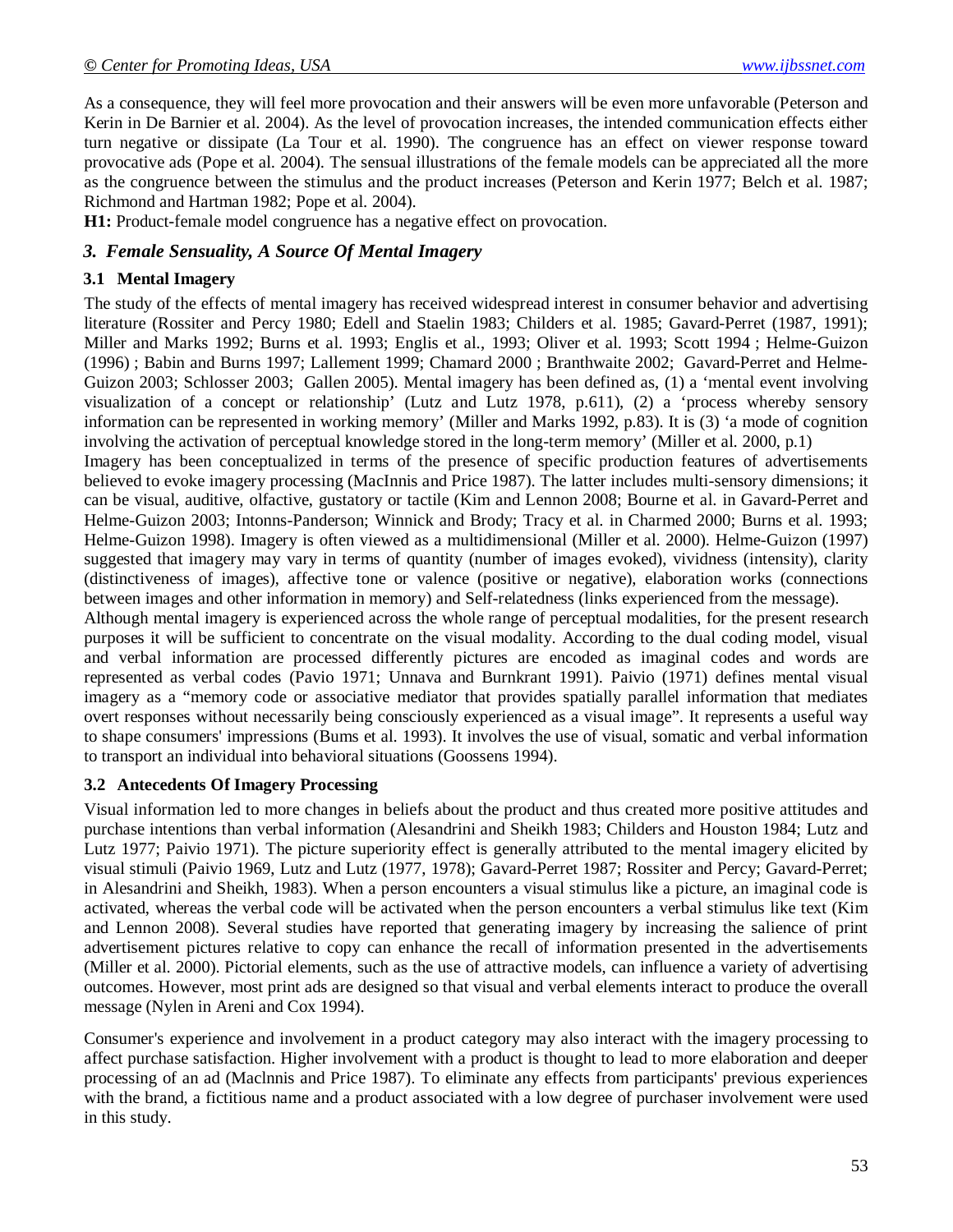As a consequence, they will feel more provocation and their answers will be even more unfavorable (Peterson and Kerin in De Barnier et al. 2004). As the level of provocation increases, the intended communication effects either turn negative or dissipate (La Tour et al. 1990). The congruence has an effect on viewer response toward provocative ads (Pope et al. 2004). The sensual illustrations of the female models can be appreciated all the more as the congruence between the stimulus and the product increases (Peterson and Kerin 1977; Belch et al. 1987; Richmond and Hartman 1982; Pope et al. 2004).

**H1:** Product-female model congruence has a negative effect on provocation.

## *3. Female Sensuality, A Source Of Mental Imagery*

### 3.1 Mental Imagery

The study of the effects of mental imagery has received widespread interest in consumer behavior and advertising literature (Rossiter and Percy 1980; Edell and Staelin 1983; Childers et al. 1985; Gavard-Perret (1987, 1991); Miller and Marks 1992; Burns et al. 1993; Englis et al., 1993; Oliver et al. 1993; Scott 1994 ; Helme-Guizon (1996) ; Babin and Burns 1997; Lallement 1999; Chamard 2000 ; Branthwaite 2002; Gavard-Perret and Helme-Guizon 2003; Schlosser 2003; Gallen 2005). Mental imagery has been defined as, (1) a 'mental event involving visualization of a concept or relationship' (Lutz and Lutz 1978, p.611), (2) a 'process whereby sensory information can be represented in working memory' (Miller and Marks 1992, p.83). It is (3) 'a mode of cognition involving the activation of perceptual knowledge stored in the long-term memory' (Miller et al. 2000, p.1)

Imagery has been conceptualized in terms of the presence of specific production features of advertisements believed to evoke imagery processing (MacInnis and Price 1987). The latter includes multi-sensory dimensions; it can be visual, auditive, olfactive, gustatory or tactile (Kim and Lennon 2008; Bourne et al. in Gavard-Perret and Helme-Guizon 2003; Intonns-Panderson; Winnick and Brody; Tracy et al. in Charmed 2000; Burns et al. 1993; Helme-Guizon 1998). Imagery is often viewed as a multidimensional (Miller et al. 2000). Helme-Guizon (1997) suggested that imagery may vary in terms of quantity (number of images evoked), vividness (intensity), clarity (distinctiveness of images), affective tone or valence (positive or negative), elaboration works (connections between images and other information in memory) and Self-relatedness (links experienced from the message).

Although mental imagery is experienced across the whole range of perceptual modalities, for the present research purposes it will be sufficient to concentrate on the visual modality. According to the dual coding model, visual and verbal information are processed differently pictures are encoded as imaginal codes and words are represented as verbal codes (Pavio 1971; Unnava and Burnkrant 1991). Paivio (1971) defines mental visual imagery as a "memory code or associative mediator that provides spatially parallel information that mediates overt responses without necessarily being consciously experienced as a visual image". It represents a useful way to shape consumers' impressions (Bums et al. 1993). It involves the use of visual, somatic and verbal information to transport an individual into behavioral situations (Goossens 1994).

### 3.2 Antecedents Of Imagery Processing

Visual information led to more changes in beliefs about the product and thus created more positive attitudes and purchase intentions than verbal information (Alesandrini and Sheikh 1983; Childers and Houston 1984; Lutz and Lutz 1977; Paivio 1971). The picture superiority effect is generally attributed to the mental imagery elicited by visual stimuli (Paivio 1969, Lutz and Lutz (1977, 1978); Gavard-Perret 1987; Rossiter and Percy; Gavard-Perret; in Alesandrini and Sheikh, 1983). When a person encounters a visual stimulus like a picture, an imaginal code is activated, whereas the verbal code will be activated when the person encounters a verbal stimulus like text (Kim and Lennon 2008). Several studies have reported that generating imagery by increasing the salience of print advertisement pictures relative to copy can enhance the recall of information presented in the advertisements (Miller et al. 2000). Pictorial elements, such as the use of attractive models, can influence a variety of advertising outcomes. However, most print ads are designed so that visual and verbal elements interact to produce the overall message (Nylen in Areni and Cox 1994).

Consumer's experience and involvement in a product category may also interact with the imagery processing to affect purchase satisfaction. Higher involvement with a product is thought to lead to more elaboration and deeper processing of an ad (Maclnnis and Price 1987). To eliminate any effects from participants' previous experiences with the brand, a fictitious name and a product associated with a low degree of purchaser involvement were used in this study.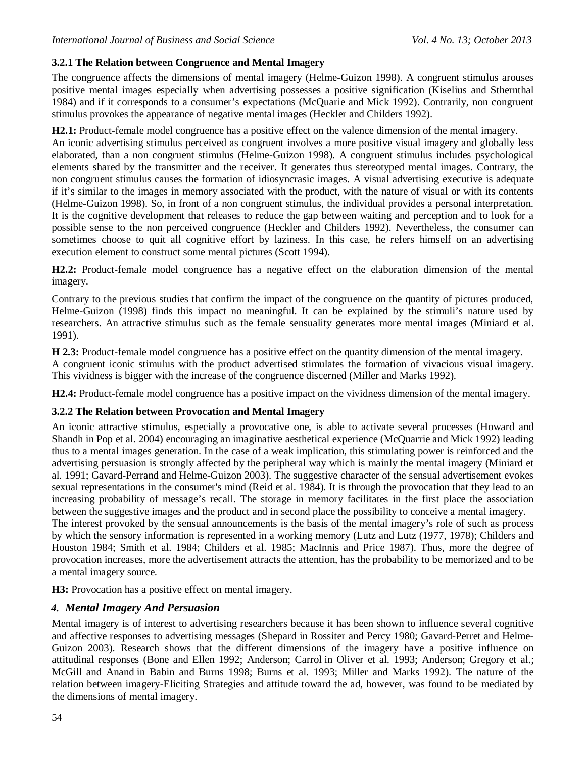### 3.2.1 The Relation between Congruence and Mental Imagery

The congruence affects the dimensions of mental imagery (Helme-Guizon 1998). A congruent stimulus arouses positive mental images especially when advertising possesses a positive signification (Kiselius and Sthernthal 1984) and if it corresponds to a consumer's expectations (McQuarie and Mick 1992). Contrarily, non congruent stimulus provokes the appearance of negative mental images (Heckler and Childers 1992).

**H2.1:** Product-female model congruence has a positive effect on the valence dimension of the mental imagery.

An iconic advertising stimulus perceived as congruent involves a more positive visual imagery and globally less elaborated, than a non congruent stimulus (Helme-Guizon 1998). A congruent stimulus includes psychological elements shared by the transmitter and the receiver. It generates thus stereotyped mental images. Contrary, the non congruent stimulus causes the formation of idiosyncrasic images. A visual advertising executive is adequate if it's similar to the images in memory associated with the product, with the nature of visual or with its contents (Helme-Guizon 1998). So, in front of a non congruent stimulus, the individual provides a personal interpretation. It is the cognitive development that releases to reduce the gap between waiting and perception and to look for a possible sense to the non perceived congruence (Heckler and Childers 1992). Nevertheless, the consumer can sometimes choose to quit all cognitive effort by laziness. In this case, he refers himself on an advertising execution element to construct some mental pictures (Scott 1994).

**H2.2:** Product-female model congruence has a negative effect on the elaboration dimension of the mental imagery.

Contrary to the previous studies that confirm the impact of the congruence on the quantity of pictures produced, Helme-Guizon (1998) finds this impact no meaningful. It can be explained by the stimuli's nature used by researchers. An attractive stimulus such as the female sensuality generates more mental images (Miniard et al. 1991).

**H 2.3:** Product-female model congruence has a positive effect on the quantity dimension of the mental imagery.

A congruent iconic stimulus with the product advertised stimulates the formation of vivacious visual imagery. This vividness is bigger with the increase of the congruence discerned (Miller and Marks 1992).

**H2.4:** Product-female model congruence has a positive impact on the vividness dimension of the mental imagery.

### 3.2.2 The Relation between Provocation and Mental Imagery

An iconic attractive stimulus, especially a provocative one, is able to activate several processes (Howard and Shandh in Pop et al. 2004) encouraging an imaginative aesthetical experience (McQuarrie and Mick 1992) leading thus to a mental images generation. In the case of a weak implication, this stimulating power is reinforced and the advertising persuasion is strongly affected by the peripheral way which is mainly the mental imagery (Miniard et al. 1991; Gavard-Perrand and Helme-Guizon 2003). The suggestive character of the sensual advertisement evokes sexual representations in the consumer's mind (Reid et al. 1984). It is through the provocation that they lead to an increasing probability of message's recall. The storage in memory facilitates in the first place the association between the suggestive images and the product and in second place the possibility to conceive a mental imagery.

The interest provoked by the sensual announcements is the basis of the mental imagery's role of such as process by which the sensory information is represented in a working memory (Lutz and Lutz (1977, 1978); Childers and Houston 1984; Smith et al. 1984; Childers et al. 1985; MacInnis and Price 1987). Thus, more the degree of provocation increases, more the advertisement attracts the attention, has the probability to be memorized and to be a mental imagery source.

**H3:** Provocation has a positive effect on mental imagery.

## *4. Mental Imagery And Persuasion*

Mental imagery is of interest to advertising researchers because it has been shown to influence several cognitive and affective responses to advertising messages (Shepard in Rossiter and Percy 1980; Gavard-Perret and Helme-Guizon 2003). Research shows that the different dimensions of the imagery have a positive influence on attitudinal responses (Bone and Ellen 1992; Anderson; Carrol in Oliver et al. 1993; Anderson; Gregory et al.; McGill and Anand in Babin and Burns 1998; Burns et al. 1993; Miller and Marks 1992). The nature of the relation between imagery-Eliciting Strategies and attitude toward the ad, however, was found to be mediated by the dimensions of mental imagery.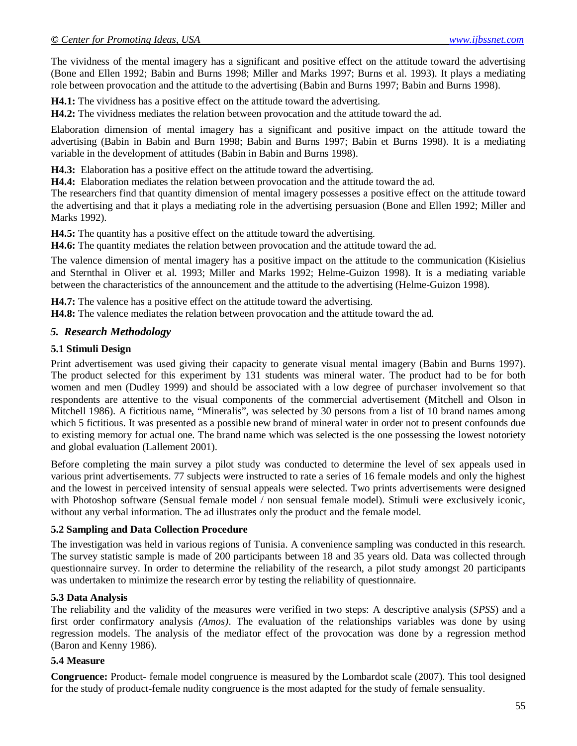The vividness of the mental imagery has a significant and positive effect on the attitude toward the advertising (Bone and Ellen 1992; Babin and Burns 1998; Miller and Marks 1997; Burns et al. 1993). It plays a mediating role between provocation and the attitude to the advertising (Babin and Burns 1997; Babin and Burns 1998).

**H4.1:** The vividness has a positive effect on the attitude toward the advertising.
**H4.2:** The vividness mediates the relation between provocation and the attitude toward the ad.

Elaboration dimension of mental imagery has a significant and positive impact on the attitude toward the advertising (Babin in Babin and Burn 1998; Babin and Burns 1997; Babin et Burns 1998). It is a mediating variable in the development of attitudes (Babin in Babin and Burns 1998).

**H4.3:** Elaboration has a positive effect on the attitude toward the advertising.
**H4.4:** Elaboration mediates the relation between provocation and the attitude toward the ad.

The researchers find that quantity dimension of mental imagery possesses a positive effect on the attitude toward the advertising and that it plays a mediating role in the advertising persuasion (Bone and Ellen 1992; Miller and Marks 1992).

**H4.5:** The quantity has a positive effect on the attitude toward the advertising.
**H4.6:** The quantity mediates the relation between provocation and the attitude toward the ad.

The valence dimension of mental imagery has a positive impact on the attitude to the communication (Kisielius and Sternthal in Oliver et al. 1993; Miller and Marks 1992; Helme-Guizon 1998). It is a mediating variable between the characteristics of the announcement and the attitude to the advertising (Helme-Guizon 1998).

**H4.7:** The valence has a positive effect on the attitude toward the advertising.
**H4.8:** The valence mediates the relation between provocation and the attitude toward the ad.

## *5. Research Methodology*

### 5.1 Stimuli Design

Print advertisement was used giving their capacity to generate visual mental imagery (Babin and Burns 1997). The product selected for this experiment by 131 students was mineral water. The product had to be for both women and men (Dudley 1999) and should be associated with a low degree of purchaser involvement so that respondents are attentive to the visual components of the commercial advertisement (Mitchell and Olson in Mitchell 1986). A fictitious name, "Mineralis", was selected by 30 persons from a list of 10 brand names among which 5 fictitious. It was presented as a possible new brand of mineral water in order not to present confounds due to existing memory for actual one. The brand name which was selected is the one possessing the lowest notoriety and global evaluation (Lallement 2001).

Before completing the main survey a pilot study was conducted to determine the level of sex appeals used in various print advertisements. 77 subjects were instructed to rate a series of 16 female models and only the highest and the lowest in perceived intensity of sensual appeals were selected. Two prints advertisements were designed with Photoshop software (Sensual female model / non sensual female model). Stimuli were exclusively iconic, without any verbal information. The ad illustrates only the product and the female model.

### 5.2 Sampling and Data Collection Procedure

The investigation was held in various regions of Tunisia. A convenience sampling was conducted in this research. The survey statistic sample is made of 200 participants between 18 and 35 years old. Data was collected through questionnaire survey. In order to determine the reliability of the research, a pilot study amongst 20 participants was undertaken to minimize the research error by testing the reliability of questionnaire.

### 5.3 Data Analysis

The reliability and the validity of the measures were verified in two steps: A descriptive analysis (*SPSS*) and a first order confirmatory analysis *(Amos)*. The evaluation of the relationships variables was done by using regression models. The analysis of the mediator effect of the provocation was done by a regression method (Baron and Kenny 1986).

### 5.4 Measure

**Congruence:** Product- female model congruence is measured by the Lombardot scale (2007). This tool designed for the study of product-female nudity congruence is the most adapted for the study of female sensuality.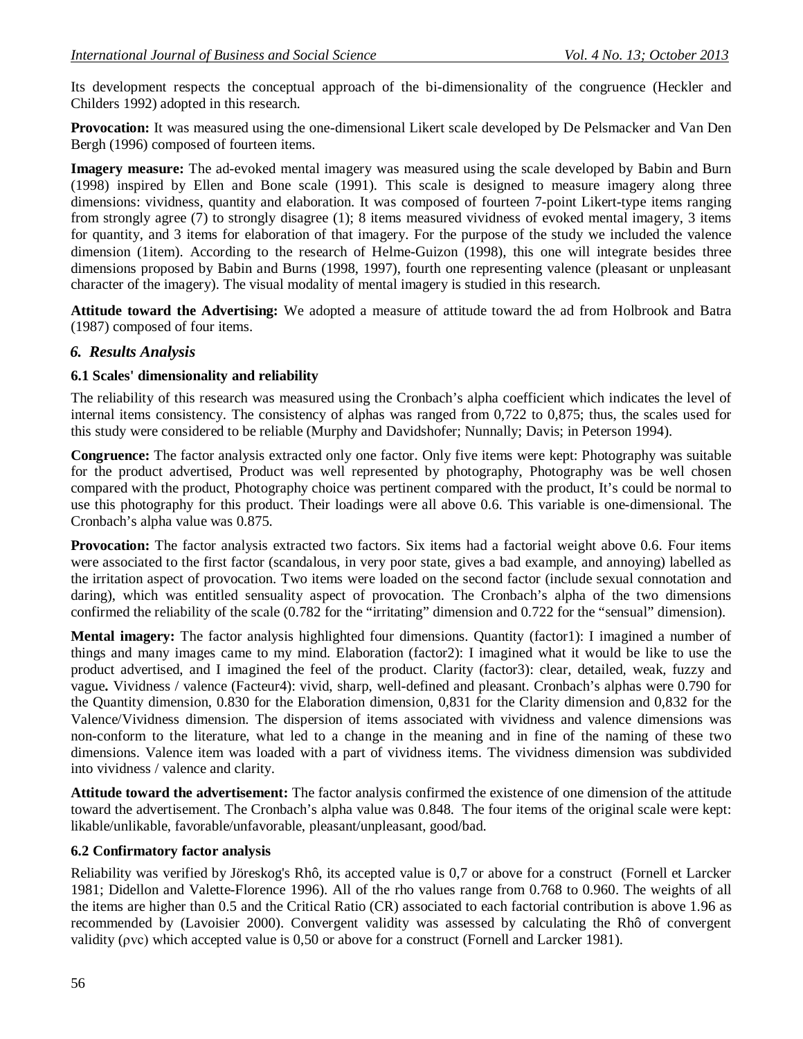Its development respects the conceptual approach of the bi-dimensionality of the congruence (Heckler and Childers 1992) adopted in this research.

**Provocation:** It was measured using the one-dimensional Likert scale developed by De Pelsmacker and Van Den Bergh (1996) composed of fourteen items.

**Imagery measure:** The ad-evoked mental imagery was measured using the scale developed by Babin and Burn (1998) inspired by Ellen and Bone scale (1991). This scale is designed to measure imagery along three dimensions: vividness, quantity and elaboration. It was composed of fourteen 7-point Likert-type items ranging from strongly agree (7) to strongly disagree (1); 8 items measured vividness of evoked mental imagery, 3 items for quantity, and 3 items for elaboration of that imagery. For the purpose of the study we included the valence dimension (1item). According to the research of Helme-Guizon (1998), this one will integrate besides three dimensions proposed by Babin and Burns (1998, 1997), fourth one representing valence (pleasant or unpleasant character of the imagery). The visual modality of mental imagery is studied in this research.

**Attitude toward the Advertising:** We adopted a measure of attitude toward the ad from Holbrook and Batra (1987) composed of four items.

## *6. Results Analysis*

### 6.1 Scales' dimensionality and reliability

The reliability of this research was measured using the Cronbach's alpha coefficient which indicates the level of internal items consistency. The consistency of alphas was ranged from 0,722 to 0,875; thus, the scales used for this study were considered to be reliable (Murphy and Davidshofer; Nunnally; Davis; in Peterson 1994).

**Congruence:** The factor analysis extracted only one factor. Only five items were kept: Photography was suitable for the product advertised, Product was well represented by photography, Photography was be well chosen compared with the product, Photography choice was pertinent compared with the product, It's could be normal to use this photography for this product. Their loadings were all above 0.6. This variable is one-dimensional. The Cronbach's alpha value was 0.875.

**Provocation:** The factor analysis extracted two factors. Six items had a factorial weight above 0.6. Four items were associated to the first factor (scandalous, in very poor state, gives a bad example, and annoying) labelled as the irritation aspect of provocation. Two items were loaded on the second factor (include sexual connotation and daring), which was entitled sensuality aspect of provocation. The Cronbach's alpha of the two dimensions confirmed the reliability of the scale (0.782 for the "irritating" dimension and 0.722 for the "sensual" dimension).

**Mental imagery:** The factor analysis highlighted four dimensions. Quantity (factor1): I imagined a number of things and many images came to my mind. Elaboration (factor2): I imagined what it would be like to use the product advertised, and I imagined the feel of the product. Clarity (factor3): clear, detailed, weak, fuzzy and vague**.** Vividness / valence (Facteur4): vivid, sharp, well-defined and pleasant. Cronbach's alphas were 0.790 for the Quantity dimension, 0.830 for the Elaboration dimension, 0,831 for the Clarity dimension and 0,832 for the Valence/Vividness dimension. The dispersion of items associated with vividness and valence dimensions was non-conform to the literature, what led to a change in the meaning and in fine of the naming of these two dimensions. Valence item was loaded with a part of vividness items. The vividness dimension was subdivided into vividness / valence and clarity.

**Attitude toward the advertisement:** The factor analysis confirmed the existence of one dimension of the attitude toward the advertisement. The Cronbach's alpha value was 0.848. The four items of the original scale were kept: likable/unlikable, favorable/unfavorable, pleasant/unpleasant, good/bad.

### 6.2 Confirmatory factor analysis

Reliability was verified by Jöreskog's Rhô, its accepted value is 0,7 or above for a construct (Fornell et Larcker 1981; Didellon and Valette-Florence 1996). All of the rho values range from 0.768 to 0.960. The weights of all the items are higher than 0.5 and the Critical Ratio (CR) associated to each factorial contribution is above 1.96 as recommended by (Lavoisier 2000). Convergent validity was assessed by calculating the Rhô of convergent validity ($\rho vc$) which accepted value is 0,50 or above for a construct (Fornell and Larcker 1981).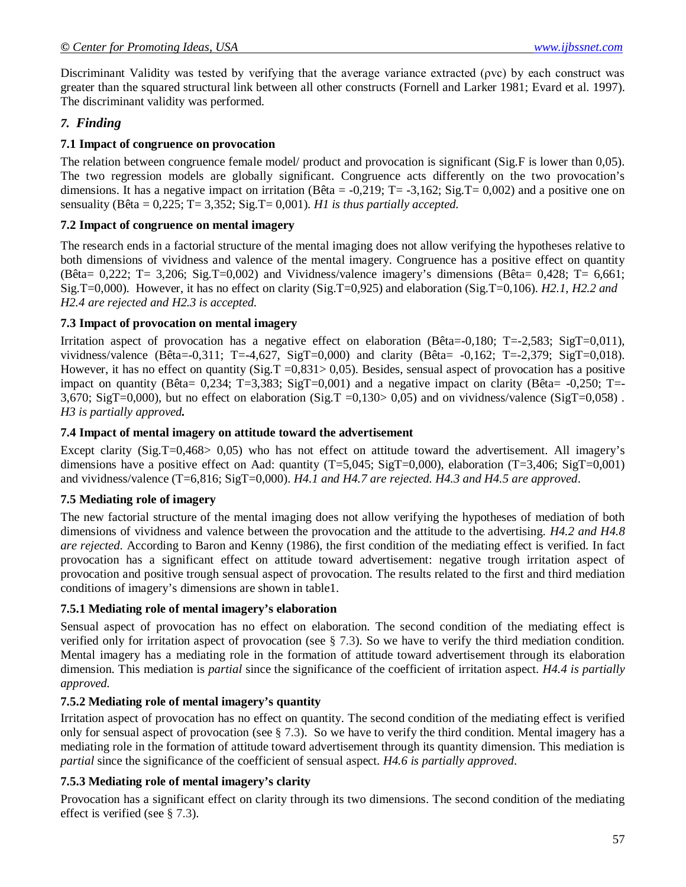Discriminant Validity was tested by verifying that the average variance extracted (ρvc) by each construct was greater than the squared structural link between all other constructs (Fornell and Larker 1981; Evard et al. 1997). The discriminant validity was performed.

## *7. Finding*

### 7.1 Impact of congruence on provocation

The relation between congruence female model/ product and provocation is significant (Sig.F is lower than 0,05). The two regression models are globally significant. Congruence acts differently on the two provocation's dimensions. It has a negative impact on irritation (Bêta = -0,219; T= -3,162; Sig.T= 0,002) and a positive one on sensuality (Bêta = 0,225; T= 3,352; Sig.T= 0,001). *H1 is thus partially accepted.*

### 7.2 Impact of congruence on mental imagery

The research ends in a factorial structure of the mental imaging does not allow verifying the hypotheses relative to both dimensions of vividness and valence of the mental imagery. Congruence has a positive effect on quantity (Bêta= 0,222; T= 3,206; Sig.T=0,002) and Vividness/valence imagery's dimensions (Bêta= 0,428; T= 6,661; Sig.T=0,000). However, it has no effect on clarity (Sig.T=0,925) and elaboration (Sig.T=0,106). *H2.1, H2.2 and H2.4 are rejected and H2.3 is accepted.*

### 7.3 Impact of provocation on mental imagery

Irritation aspect of provocation has a negative effect on elaboration (Bêta=-0,180; T=-2,583; SigT=0,011), vividness/valence (Bêta=-0,311; T=-4,627, SigT=0,000) and clarity (Bêta= -0,162; T=-2,379; SigT=0,018). However, it has no effect on quantity (Sig.T =0,831> 0,05). Besides, sensual aspect of provocation has a positive impact on quantity (Bêta= 0,234; T=3,383; SigT=0,001) and a negative impact on clarity (Bêta= -0,250; T=-3,670; SigT=0,000), but no effect on elaboration (Sig.T =0,130> 0,05) and on vividness/valence (SigT=0,058) . *H3 is partially approved**.***

### 7.4 Impact of mental imagery on attitude toward the advertisement

Except clarity (Sig.T=0,468> 0,05) who has not effect on attitude toward the advertisement. All imagery's dimensions have a positive effect on Aad: quantity (T=5,045; SigT=0,000), elaboration (T=3,406; SigT=0,001) and vividness/valence (T=6,816; SigT=0,000). *H4.1 and H4.7 are rejected. H4.3 and H4.5 are approved*.

### 7.5 Mediating role of imagery

The new factorial structure of the mental imaging does not allow verifying the hypotheses of mediation of both dimensions of vividness and valence between the provocation and the attitude to the advertising. *H4.2 and H4.8 are rejected*. According to Baron and Kenny (1986), the first condition of the mediating effect is verified. In fact provocation has a significant effect on attitude toward advertisement: negative trough irritation aspect of provocation and positive trough sensual aspect of provocation. The results related to the first and third mediation conditions of imagery's dimensions are shown in table1.

#### 7.5.1 Mediating role of mental imagery's elaboration

Sensual aspect of provocation has no effect on elaboration. The second condition of the mediating effect is verified only for irritation aspect of provocation (see § 7.3). So we have to verify the third mediation condition. Mental imagery has a mediating role in the formation of attitude toward advertisement through its elaboration dimension. This mediation is *partial* since the significance of the coefficient of irritation aspect. *H4.4 is partially approved.*

#### 7.5.2 Mediating role of mental imagery's quantity

Irritation aspect of provocation has no effect on quantity. The second condition of the mediating effect is verified only for sensual aspect of provocation (see § 7.3). So we have to verify the third condition. Mental imagery has a mediating role in the formation of attitude toward advertisement through its quantity dimension. This mediation is *partial* since the significance of the coefficient of sensual aspect. *H4.6 is partially approved*.

#### 7.5.3 Mediating role of mental imagery's clarity

Provocation has a significant effect on clarity through its two dimensions. The second condition of the mediating effect is verified (see § 7.3).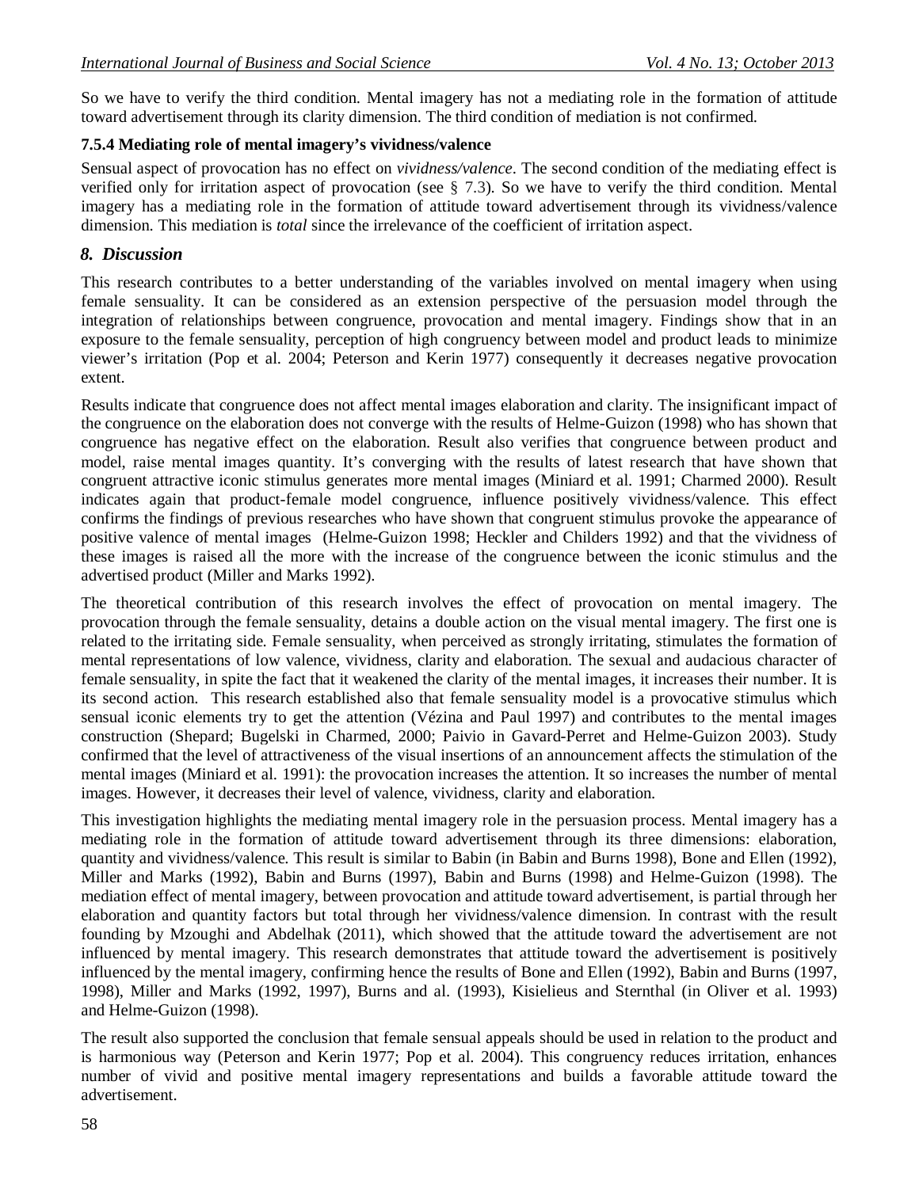So we have to verify the third condition. Mental imagery has not a mediating role in the formation of attitude toward advertisement through its clarity dimension. The third condition of mediation is not confirmed.

#### 7.5.4 Mediating role of mental imagery's vividness/valence

Sensual aspect of provocation has no effect on *vividness/valence*. The second condition of the mediating effect is verified only for irritation aspect of provocation (see § 7.3). So we have to verify the third condition. Mental imagery has a mediating role in the formation of attitude toward advertisement through its vividness/valence dimension. This mediation is *total* since the irrelevance of the coefficient of irritation aspect.

## 8. Discussion

This research contributes to a better understanding of the variables involved on mental imagery when using female sensuality. It can be considered as an extension perspective of the persuasion model through the integration of relationships between congruence, provocation and mental imagery. Findings show that in an exposure to the female sensuality, perception of high congruency between model and product leads to minimize viewer's irritation (Pop et al. 2004; Peterson and Kerin 1977) consequently it decreases negative provocation extent.

Results indicate that congruence does not affect mental images elaboration and clarity. The insignificant impact of the congruence on the elaboration does not converge with the results of Helme-Guizon (1998) who has shown that congruence has negative effect on the elaboration. Result also verifies that congruence between product and model, raise mental images quantity. It's converging with the results of latest research that have shown that congruent attractive iconic stimulus generates more mental images (Miniard et al. 1991; Charmed 2000). Result indicates again that product-female model congruence, influence positively vividness/valence. This effect confirms the findings of previous researches who have shown that congruent stimulus provoke the appearance of positive valence of mental images (Helme-Guizon 1998; Heckler and Childers 1992) and that the vividness of these images is raised all the more with the increase of the congruence between the iconic stimulus and the advertised product (Miller and Marks 1992).

The theoretical contribution of this research involves the effect of provocation on mental imagery. The provocation through the female sensuality, detains a double action on the visual mental imagery. The first one is related to the irritating side. Female sensuality, when perceived as strongly irritating, stimulates the formation of mental representations of low valence, vividness, clarity and elaboration. The sexual and audacious character of female sensuality, in spite the fact that it weakened the clarity of the mental images, it increases their number. It is its second action. This research established also that female sensuality model is a provocative stimulus which sensual iconic elements try to get the attention (Vézina and Paul 1997) and contributes to the mental images construction (Shepard; Bugelski in Charmed, 2000; Paivio in Gavard-Perret and Helme-Guizon 2003). Study confirmed that the level of attractiveness of the visual insertions of an announcement affects the stimulation of the mental images (Miniard et al. 1991): the provocation increases the attention. It so increases the number of mental images. However, it decreases their level of valence, vividness, clarity and elaboration.

This investigation highlights the mediating mental imagery role in the persuasion process. Mental imagery has a mediating role in the formation of attitude toward advertisement through its three dimensions: elaboration, quantity and vividness/valence. This result is similar to Babin (in Babin and Burns 1998), Bone and Ellen (1992), Miller and Marks (1992), Babin and Burns (1997), Babin and Burns (1998) and Helme-Guizon (1998). The mediation effect of mental imagery, between provocation and attitude toward advertisement, is partial through her elaboration and quantity factors but total through her vividness/valence dimension. In contrast with the result founding by Mzoughi and Abdelhak (2011), which showed that the attitude toward the advertisement are not influenced by mental imagery. This research demonstrates that attitude toward the advertisement is positively influenced by the mental imagery, confirming hence the results of Bone and Ellen (1992), Babin and Burns (1997, 1998), Miller and Marks (1992, 1997), Burns and al. (1993), Kisielieus and Sternthal (in Oliver et al. 1993) and Helme-Guizon (1998).

The result also supported the conclusion that female sensual appeals should be used in relation to the product and is harmonious way (Peterson and Kerin 1977; Pop et al. 2004). This congruency reduces irritation, enhances number of vivid and positive mental imagery representations and builds a favorable attitude toward the advertisement.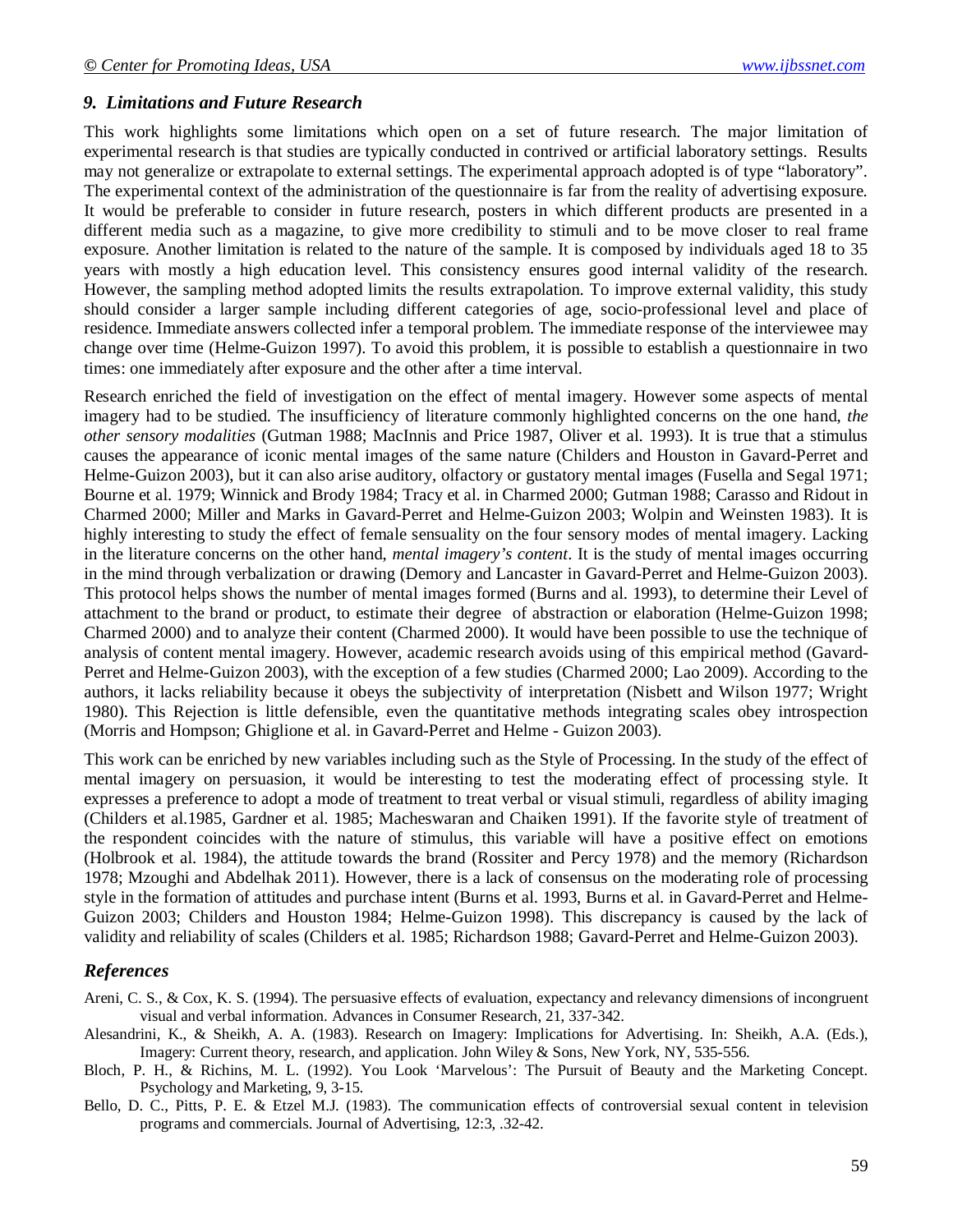## *9. Limitations and Future Research*

This work highlights some limitations which open on a set of future research. The major limitation of experimental research is that studies are typically conducted in contrived or artificial laboratory settings. Results may not generalize or extrapolate to external settings. The experimental approach adopted is of type "laboratory". The experimental context of the administration of the questionnaire is far from the reality of advertising exposure. It would be preferable to consider in future research, posters in which different products are presented in a different media such as a magazine, to give more credibility to stimuli and to be move closer to real frame exposure. Another limitation is related to the nature of the sample. It is composed by individuals aged 18 to 35 years with mostly a high education level. This consistency ensures good internal validity of the research. However, the sampling method adopted limits the results extrapolation. To improve external validity, this study should consider a larger sample including different categories of age, socio-professional level and place of residence. Immediate answers collected infer a temporal problem. The immediate response of the interviewee may change over time (Helme-Guizon 1997). To avoid this problem, it is possible to establish a questionnaire in two times: one immediately after exposure and the other after a time interval.

Research enriched the field of investigation on the effect of mental imagery. However some aspects of mental imagery had to be studied. The insufficiency of literature commonly highlighted concerns on the one hand, *the other sensory modalities* (Gutman 1988; MacInnis and Price 1987, Oliver et al. 1993). It is true that a stimulus causes the appearance of iconic mental images of the same nature (Childers and Houston in Gavard-Perret and Helme-Guizon 2003), but it can also arise auditory, olfactory or gustatory mental images (Fusella and Segal 1971; Bourne et al. 1979; Winnick and Brody 1984; Tracy et al. in Charmed 2000; Gutman 1988; Carasso and Ridout in Charmed 2000; Miller and Marks in Gavard-Perret and Helme-Guizon 2003; Wolpin and Weinsten 1983). It is highly interesting to study the effect of female sensuality on the four sensory modes of mental imagery. Lacking in the literature concerns on the other hand, *mental imagery's content*. It is the study of mental images occurring in the mind through verbalization or drawing (Demory and Lancaster in Gavard-Perret and Helme-Guizon 2003). This protocol helps shows the number of mental images formed (Burns and al. 1993), to determine their Level of attachment to the brand or product, to estimate their degree of abstraction or elaboration (Helme-Guizon 1998; Charmed 2000) and to analyze their content (Charmed 2000). It would have been possible to use the technique of analysis of content mental imagery. However, academic research avoids using of this empirical method (Gavard-Perret and Helme-Guizon 2003), with the exception of a few studies (Charmed 2000; Lao 2009). According to the authors, it lacks reliability because it obeys the subjectivity of interpretation (Nisbett and Wilson 1977; Wright 1980). This Rejection is little defensible, even the quantitative methods integrating scales obey introspection (Morris and Hompson; Ghiglione et al. in Gavard-Perret and Helme - Guizon 2003).

This work can be enriched by new variables including such as the Style of Processing. In the study of the effect of mental imagery on persuasion, it would be interesting to test the moderating effect of processing style. It expresses a preference to adopt a mode of treatment to treat verbal or visual stimuli, regardless of ability imaging (Childers et al.1985, Gardner et al. 1985; Macheswaran and Chaiken 1991). If the favorite style of treatment of the respondent coincides with the nature of stimulus, this variable will have a positive effect on emotions (Holbrook et al. 1984), the attitude towards the brand (Rossiter and Percy 1978) and the memory (Richardson 1978; Mzoughi and Abdelhak 2011). However, there is a lack of consensus on the moderating role of processing style in the formation of attitudes and purchase intent (Burns et al. 1993, Burns et al. in Gavard-Perret and Helme-Guizon 2003; Childers and Houston 1984; Helme-Guizon 1998). This discrepancy is caused by the lack of validity and reliability of scales (Childers et al. 1985; Richardson 1988; Gavard-Perret and Helme-Guizon 2003).

## *References*

Areni, C. S., & Cox, K. S. (1994). The persuasive effects of evaluation, expectancy and relevancy dimensions of incongruent visual and verbal information. Advances in Consumer Research, 21, 337-342.

Alesandrini, K., & Sheikh, A. A. (1983). Research on Imagery: Implications for Advertising. In: Sheikh, A.A. (Eds.), Imagery: Current theory, research, and application. John Wiley & Sons, New York, NY, 535-556.

Bloch, P. H., & Richins, M. L. (1992). You Look 'Marvelous': The Pursuit of Beauty and the Marketing Concept. Psychology and Marketing, 9, 3-15.

Bello, D. C., Pitts, P. E. & Etzel M.J. (1983). The communication effects of controversial sexual content in television programs and commercials. Journal of Advertising, 12:3, .32-42.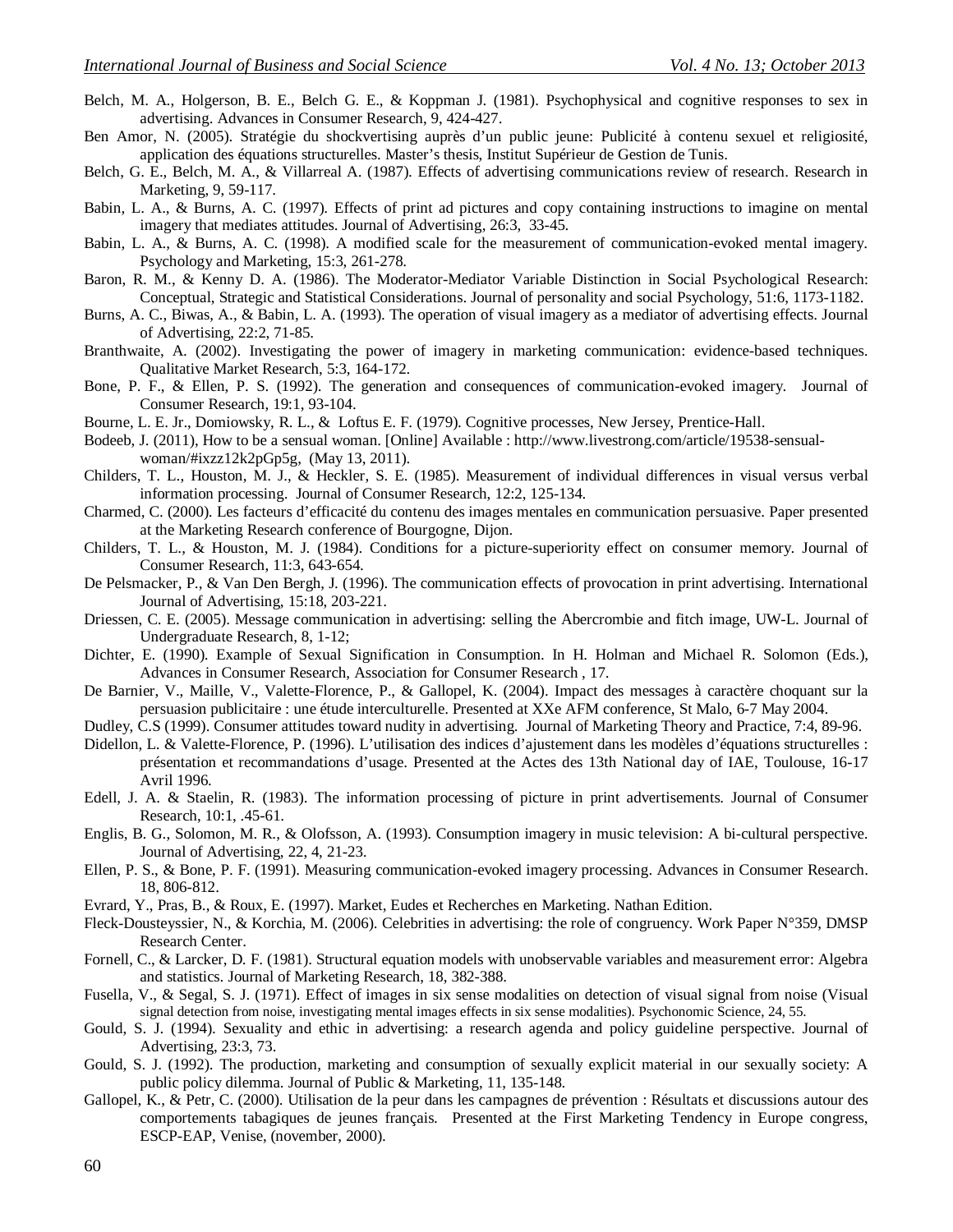Belch, M. A., Holgerson, B. E., Belch G. E., & Koppman J. (1981). Psychophysical and cognitive responses to sex in advertising. Advances in Consumer Research, 9, 424-427.

Ben Amor, N. (2005). Stratégie du shockvertising auprès d'un public jeune: Publicité à contenu sexuel et religiosité, application des équations structurelles. Master's thesis, Institut Supérieur de Gestion de Tunis.

Belch, G. E., Belch, M. A., & Villarreal A. (1987). Effects of advertising communications review of research. Research in Marketing, 9, 59-117.

Babin, L. A., & Burns, A. C. (1997). Effects of print ad pictures and copy containing instructions to imagine on mental imagery that mediates attitudes. Journal of Advertising, 26:3, 33-45.

Babin, L. A., & Burns, A. C. (1998). A modified scale for the measurement of communication-evoked mental imagery. Psychology and Marketing, 15:3, 261-278.

Baron, R. M., & Kenny D. A. (1986). The Moderator-Mediator Variable Distinction in Social Psychological Research: Conceptual, Strategic and Statistical Considerations. Journal of personality and social Psychology, 51:6, 1173-1182.

Burns, A. C., Biwas, A., & Babin, L. A. (1993). The operation of visual imagery as a mediator of advertising effects. Journal of Advertising, 22:2, 71-85.

Branthwaite, A. (2002). Investigating the power of imagery in marketing communication: evidence-based techniques. Qualitative Market Research, 5:3, 164-172.

Bone, P. F., & Ellen, P. S. (1992). The generation and consequences of communication-evoked imagery. Journal of Consumer Research, 19:1, 93-104.

Bourne, L. E. Jr., Domiowsky, R. L., & Loftus E. F. (1979). Cognitive processes, New Jersey, Prentice-Hall.

Bodeeb, J. (2011), How to be a sensual woman. [Online] Available : http://www.livestrong.com/article/19538-sensual-woman/#ixzz12k2pGp5g, (May 13, 2011).

Childers, T. L., Houston, M. J., & Heckler, S. E. (1985). Measurement of individual differences in visual versus verbal information processing. Journal of Consumer Research, 12:2, 125-134.

Charmed, C. (2000). Les facteurs d'efficacité du contenu des images mentales en communication persuasive. Paper presented at the Marketing Research conference of Bourgogne, Dijon.

Childers, T. L., & Houston, M. J. (1984). Conditions for a picture-superiority effect on consumer memory. Journal of Consumer Research, 11:3, 643-654.

De Pelsmacker, P., & Van Den Bergh, J. (1996). The communication effects of provocation in print advertising. International Journal of Advertising, 15:18, 203-221.

Driessen, C. E. (2005). Message communication in advertising: selling the Abercrombie and fitch image, UW-L. Journal of Undergraduate Research, 8, 1-12;

Dichter, E. (1990). Example of Sexual Signification in Consumption. In H. Holman and Michael R. Solomon (Eds.), Advances in Consumer Research, Association for Consumer Research , 17.

De Barnier, V., Maille, V., Valette-Florence, P., & Gallopel, K. (2004). Impact des messages à caractère choquant sur la persuasion publicitaire : une étude interculturelle. Presented at XXe AFM conference, St Malo, 6-7 May 2004.

Dudley, C.S (1999). Consumer attitudes toward nudity in advertising. Journal of Marketing Theory and Practice, 7:4, 89-96.

Didellon, L. & Valette-Florence, P. (1996). L'utilisation des indices d'ajustement dans les modèles d'équations structurelles : présentation et recommandations d'usage. Presented at the Actes des 13th National day of IAE, Toulouse, 16-17 Avril 1996.

Edell, J. A. & Staelin, R. (1983). The information processing of picture in print advertisements. Journal of Consumer Research, 10:1, .45-61.

Englis, B. G., Solomon, M. R., & Olofsson, A. (1993). Consumption imagery in music television: A bi-cultural perspective. Journal of Advertising, 22, 4, 21-23.

Ellen, P. S., & Bone, P. F. (1991). Measuring communication-evoked imagery processing. Advances in Consumer Research. 18, 806-812.

Evrard, Y., Pras, B., & Roux, E. (1997). Market, Eudes et Recherches en Marketing. Nathan Edition.

Fleck-Dousteyssier, N., & Korchia, M. (2006). Celebrities in advertising: the role of congruency. Work Paper N°359, DMSP Research Center.

Fornell, C., & Larcker, D. F. (1981). Structural equation models with unobservable variables and measurement error: Algebra and statistics. Journal of Marketing Research, 18, 382-388.

Fusella, V., & Segal, S. J. (1971). Effect of images in six sense modalities on detection of visual signal from noise (Visual signal detection from noise, investigating mental images effects in six sense modalities). Psychonomic Science, 24, 55.

Gould, S. J. (1994). Sexuality and ethic in advertising: a research agenda and policy guideline perspective. Journal of Advertising, 23:3, 73.

Gould, S. J. (1992). The production, marketing and consumption of sexually explicit material in our sexually society: A public policy dilemma. Journal of Public & Marketing, 11, 135-148.

Gallopel, K., & Petr, C. (2000). Utilisation de la peur dans les campagnes de prévention : Résultats et discussions autour des comportements tabagiques de jeunes français. Presented at the First Marketing Tendency in Europe congress, ESCP-EAP, Venise, (november, 2000).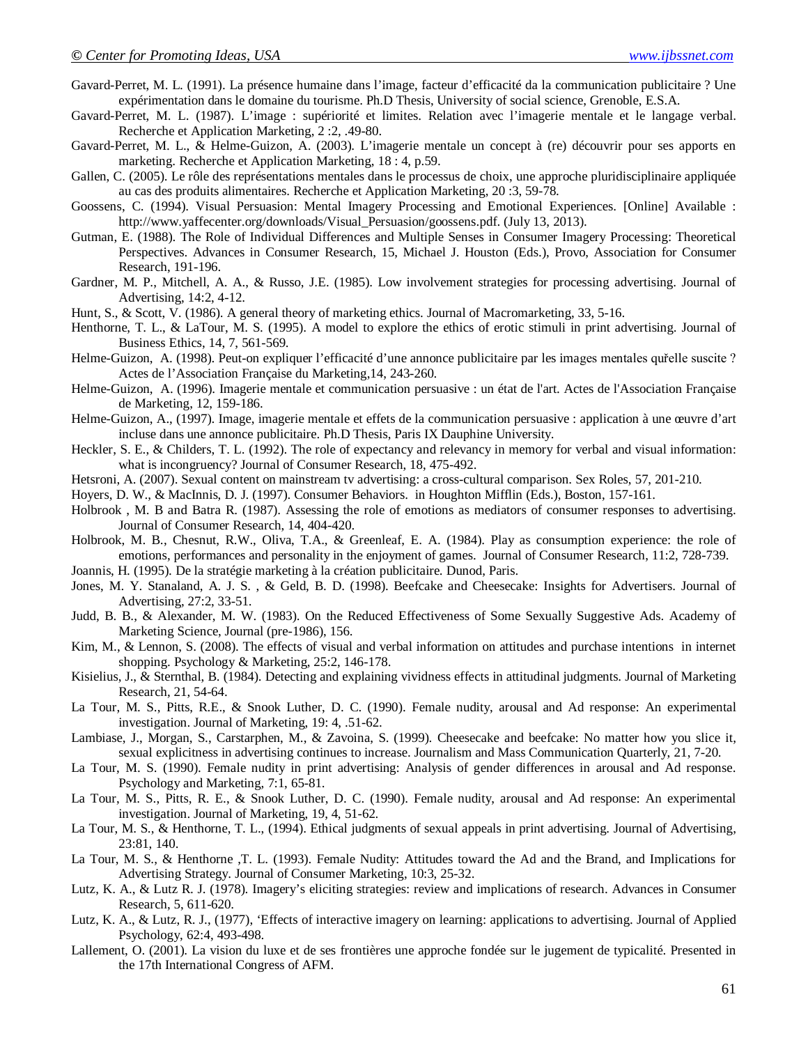Gavard-Perret, M. L. (1991). La présence humaine dans l'image, facteur d'efficacité da la communication publicitaire ? Une expérimentation dans le domaine du tourisme. Ph.D Thesis, University of social science, Grenoble, E.S.A.

Gavard-Perret, M. L. (1987). L'image : supériorité et limites. Relation avec l'imagerie mentale et le langage verbal. Recherche et Application Marketing, 2 :2, .49-80.

Gavard-Perret, M. L., & Helme-Guizon, A. (2003). L'imagerie mentale un concept à (re) découvrir pour ses apports en marketing. Recherche et Application Marketing, 18 : 4, p.59.

Gallen, C. (2005). Le rôle des représentations mentales dans le processus de choix, une approche pluridisciplinaire appliquée au cas des produits alimentaires. Recherche et Application Marketing, 20 :3, 59-78.

Goossens, C. (1994). Visual Persuasion: Mental Imagery Processing and Emotional Experiences. [Online] Available : http://www.yaffecenter.org/downloads/Visual_Persuasion/goossens.pdf. (July 13, 2013).

Gutman, E. (1988). The Role of Individual Differences and Multiple Senses in Consumer Imagery Processing: Theoretical Perspectives. Advances in Consumer Research, 15, Michael J. Houston (Eds.), Provo, Association for Consumer Research, 191-196.

Gardner, M. P., Mitchell, A. A., & Russo, J.E. (1985). Low involvement strategies for processing advertising. Journal of Advertising, 14:2, 4-12.

Hunt, S., & Scott, V. (1986). A general theory of marketing ethics. Journal of Macromarketing, 33, 5-16.

Henthorne, T. L., & LaTour, M. S. (1995). A model to explore the ethics of erotic stimuli in print advertising. Journal of Business Ethics, 14, 7, 561-569.

Helme-Guizon, A. (1998). Peut-on expliquer l'efficacité d'une annonce publicitaire par les images mentales qu'elle suscite ? Actes de l'Association Française du Marketing,14, 243-260.

Helme-Guizon, A. (1996). Imagerie mentale et communication persuasive : un état de l'art. Actes de l'Association Française de Marketing, 12, 159-186.

Helme-Guizon, A., (1997). Image, imagerie mentale et effets de la communication persuasive : application à une œuvre d'art incluse dans une annonce publicitaire. Ph.D Thesis, Paris IX Dauphine University.

Heckler, S. E., & Childers, T. L. (1992). The role of expectancy and relevancy in memory for verbal and visual information: what is incongruency? Journal of Consumer Research, 18, 475-492.

Hetsroni, A. (2007). Sexual content on mainstream tv advertising: a cross-cultural comparison. Sex Roles, 57, 201-210.

Hoyers, D. W., & MacInnis, D. J. (1997). Consumer Behaviors. in Houghton Mifflin (Eds.), Boston, 157-161.

Holbrook , M. B and Batra R. (1987). Assessing the role of emotions as mediators of consumer responses to advertising. Journal of Consumer Research, 14, 404-420.

Holbrook, M. B., Chesnut, R.W., Oliva, T.A., & Greenleaf, E. A. (1984). Play as consumption experience: the role of emotions, performances and personality in the enjoyment of games. Journal of Consumer Research, 11:2, 728-739.

Joannis, H. (1995). De la stratégie marketing à la création publicitaire. Dunod, Paris.

Jones, M. Y. Stanaland, A. J. S. , & Geld, B. D. (1998). Beefcake and Cheesecake: Insights for Advertisers. Journal of Advertising, 27:2, 33-51.

Judd, B. B., & Alexander, M. W. (1983). On the Reduced Effectiveness of Some Sexually Suggestive Ads. Academy of Marketing Science, Journal (pre-1986), 156.

Kim, M., & Lennon, S. (2008). The effects of visual and verbal information on attitudes and purchase intentions in internet shopping. Psychology & Marketing, 25:2, 146-178.

Kisielius, J., & Sternthal, B. (1984). Detecting and explaining vividness effects in attitudinal judgments. Journal of Marketing Research, 21, 54-64.

La Tour, M. S., Pitts, R.E., & Snook Luther, D. C. (1990). Female nudity, arousal and Ad response: An experimental investigation. Journal of Marketing, 19: 4, .51-62.

Lambiase, J., Morgan, S., Carstarphen, M., & Zavoina, S. (1999). Cheesecake and beefcake: No matter how you slice it, sexual explicitness in advertising continues to increase. Journalism and Mass Communication Quarterly, 21, 7-20.

La Tour, M. S. (1990). Female nudity in print advertising: Analysis of gender differences in arousal and Ad response. Psychology and Marketing, 7:1, 65-81.

La Tour, M. S., Pitts, R. E., & Snook Luther, D. C. (1990). Female nudity, arousal and Ad response: An experimental investigation. Journal of Marketing, 19, 4, 51-62.

La Tour, M. S., & Henthorne, T. L., (1994). Ethical judgments of sexual appeals in print advertising. Journal of Advertising, 23:81, 140.

La Tour, M. S., & Henthorne ,T. L. (1993). Female Nudity: Attitudes toward the Ad and the Brand, and Implications for Advertising Strategy. Journal of Consumer Marketing, 10:3, 25-32.

Lutz, K. A., & Lutz R. J. (1978). Imagery's eliciting strategies: review and implications of research. Advances in Consumer Research, 5, 611-620.

Lutz, K. A., & Lutz, R. J., (1977), 'Effects of interactive imagery on learning: applications to advertising. Journal of Applied Psychology, 62:4, 493-498.

Lallement, O. (2001). La vision du luxe et de ses frontières une approche fondée sur le jugement de typicalité. Presented in the 17th International Congress of AFM.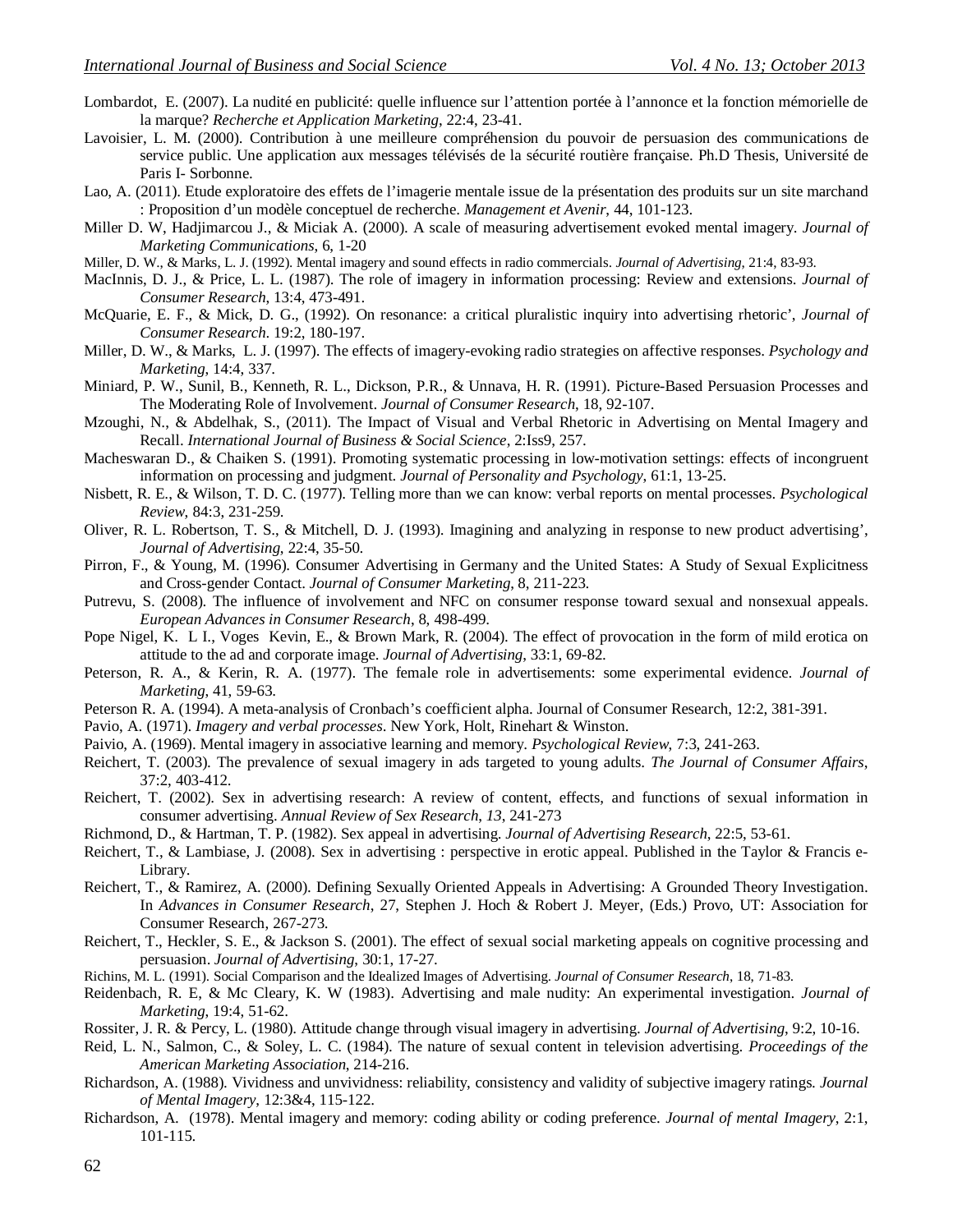Lombardot, E. (2007). La nudité en publicité: quelle influence sur l'attention portée à l'annonce et la fonction mémorielle de la marque? *Recherche et Application Marketing*, 22:4, 23-41.

Lavoisier, L. M. (2000). Contribution à une meilleure compréhension du pouvoir de persuasion des communications de service public. Une application aux messages télévisés de la sécurité routière française. Ph.D Thesis, Université de Paris I- Sorbonne.

Lao, A. (2011). Etude exploratoire des effets de l'imagerie mentale issue de la présentation des produits sur un site marchand : Proposition d'un modèle conceptuel de recherche. *Management et Avenir*, 44, 101-123.

Miller D. W, Hadjimarcou J., & Miciak A. (2000). A scale of measuring advertisement evoked mental imagery. *Journal of Marketing Communications*, 6, 1-20

Miller, D. W., & Marks, L. J. (1992). Mental imagery and sound effects in radio commercials. *Journal of Advertising*, 21:4, 83-93.

MacInnis, D. J., & Price, L. L. (1987). The role of imagery in information processing: Review and extensions. *Journal of Consumer Research*, 13:4, 473-491.

McQuarie, E. F., & Mick, D. G., (1992). On resonance: a critical pluralistic inquiry into advertising rhetoric', *Journal of Consumer Research*. 19:2, 180-197.

Miller, D. W., & Marks, L. J. (1997). The effects of imagery-evoking radio strategies on affective responses. *Psychology and Marketing*, 14:4, 337.

Miniard, P. W., Sunil, B., Kenneth, R. L., Dickson, P.R., & Unnava, H. R. (1991). Picture-Based Persuasion Processes and The Moderating Role of Involvement. *Journal of Consumer Research*, 18, 92-107.

Mzoughi, N., & Abdelhak, S., (2011). The Impact of Visual and Verbal Rhetoric in Advertising on Mental Imagery and Recall. *International Journal of Business & Social Science*, 2:Iss9, 257.

Macheswaran D., & Chaiken S. (1991). Promoting systematic processing in low-motivation settings: effects of incongruent information on processing and judgment. *Journal of Personality and Psychology*, 61:1, 13-25.

Nisbett, R. E., & Wilson, T. D. C. (1977). Telling more than we can know: verbal reports on mental processes. *Psychological Review*, 84:3, 231-259.

Oliver, R. L. Robertson, T. S., & Mitchell, D. J. (1993). Imagining and analyzing in response to new product advertising', *Journal of Advertising*, 22:4, 35-50.

Pirron, F., & Young, M. (1996). Consumer Advertising in Germany and the United States: A Study of Sexual Explicitness and Cross-gender Contact. *Journal of Consumer Marketing*, 8, 211-223.

Putrevu, S. (2008). The influence of involvement and NFC on consumer response toward sexual and nonsexual appeals. *European Advances in Consumer Research*, 8, 498-499.

Pope Nigel, K. L I., Voges Kevin, E., & Brown Mark, R. (2004). The effect of provocation in the form of mild erotica on attitude to the ad and corporate image. *Journal of Advertising*, 33:1, 69-82.

Peterson, R. A., & Kerin, R. A. (1977). The female role in advertisements: some experimental evidence. *Journal of Marketing*, 41, 59-63.

Peterson R. A. (1994). A meta-analysis of Cronbach's coefficient alpha. Journal of Consumer Research, 12:2, 381-391.

Pavio, A. (1971). *Imagery and verbal processes*. New York, Holt, Rinehart & Winston.

Paivio, A. (1969). Mental imagery in associative learning and memory. *Psychological Review*, 7:3, 241-263.

Reichert, T. (2003). The prevalence of sexual imagery in ads targeted to young adults. *The Journal of Consumer Affairs*, 37:2, 403-412.

Reichert, T. (2002). Sex in advertising research: A review of content, effects, and functions of sexual information in consumer advertising. *Annual Review of Sex Research*, *13*, 241-273

Richmond, D., & Hartman, T. P. (1982). Sex appeal in advertising. *Journal of Advertising Research*, 22:5, 53-61.

Reichert, T., & Lambiase, J. (2008). Sex in advertising : perspective in erotic appeal. Published in the Taylor & Francis e-Library.

Reichert, T., & Ramirez, A. (2000). Defining Sexually Oriented Appeals in Advertising: A Grounded Theory Investigation. In *Advances in Consumer Research*, 27, Stephen J. Hoch & Robert J. Meyer, (Eds.) Provo, UT: Association for Consumer Research, 267-273.

Reichert, T., Heckler, S. E., & Jackson S. (2001). The effect of sexual social marketing appeals on cognitive processing and persuasion. *Journal of Advertising*, 30:1, 17-27.

Richins, M. L. (1991). Social Comparison and the Idealized Images of Advertising. *Journal of Consumer Research*, 18, 71-83.

Reidenbach, R. E, & Mc Cleary, K. W (1983). Advertising and male nudity: An experimental investigation. *Journal of Marketing*, 19:4, 51-62.

Rossiter, J. R. & Percy, L. (1980). Attitude change through visual imagery in advertising. *Journal of Advertising*, 9:2, 10-16.

Reid, L. N., Salmon, C., & Soley, L. C. (1984). The nature of sexual content in television advertising. *Proceedings of the American Marketing Association*, 214-216.

Richardson, A. (1988). Vividness and unvividness: reliability, consistency and validity of subjective imagery ratings. *Journal of Mental Imagery*, 12:3&4, 115-122.

Richardson, A. (1978). Mental imagery and memory: coding ability or coding preference. *Journal of mental Imagery*, 2:1, 101-115.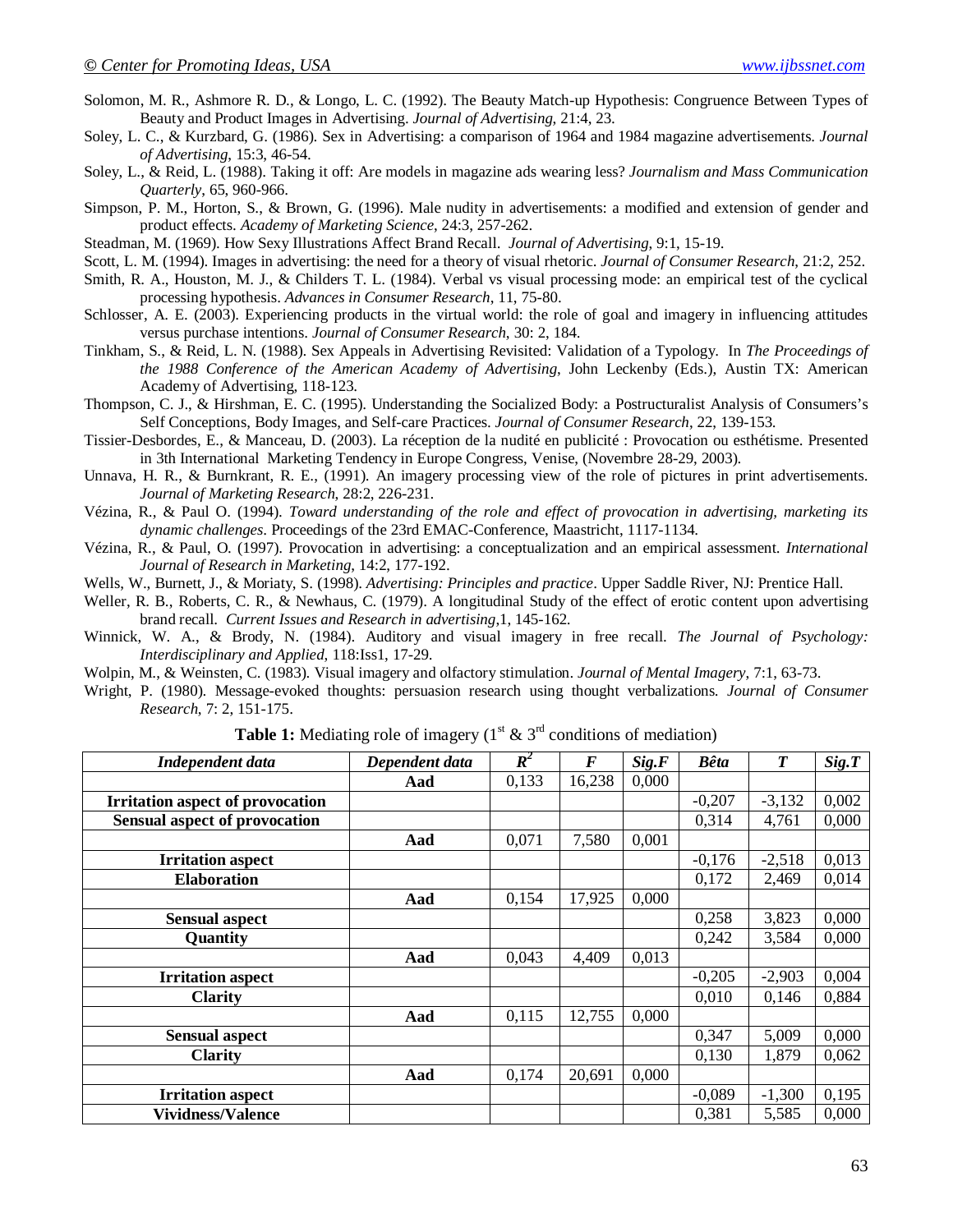Solomon, M. R., Ashmore R. D., & Longo, L. C. (1992). The Beauty Match-up Hypothesis: Congruence Between Types of Beauty and Product Images in Advertising. *Journal of Advertising*, 21:4, 23.

Soley, L. C., & Kurzbard, G. (1986). Sex in Advertising: a comparison of 1964 and 1984 magazine advertisements. *Journal of Advertising*, 15:3, 46-54.

Soley, L., & Reid, L. (1988). Taking it off: Are models in magazine ads wearing less? *Journalism and Mass Communication Quarterly*, 65, 960-966.

Simpson, P. M., Horton, S., & Brown, G. (1996). Male nudity in advertisements: a modified and extension of gender and product effects. *Academy of Marketing Science*, 24:3, 257-262.

Steadman, M. (1969). How Sexy Illustrations Affect Brand Recall. *Journal of Advertising*, 9:1, 15-19.

Scott, L. M. (1994). Images in advertising: the need for a theory of visual rhetoric. *Journal of Consumer Research*, 21:2, 252.

Smith, R. A., Houston, M. J., & Childers T. L. (1984). Verbal vs visual processing mode: an empirical test of the cyclical processing hypothesis. *Advances in Consumer Research*, 11, 75-80.

Schlosser, A. E. (2003). Experiencing products in the virtual world: the role of goal and imagery in influencing attitudes versus purchase intentions. *Journal of Consumer Research*, 30: 2, 184.

Tinkham, S., & Reid, L. N. (1988). Sex Appeals in Advertising Revisited: Validation of a Typology. In *The Proceedings of the 1988 Conference of the American Academy of Advertising*, John Leckenby (Eds.), Austin TX: American Academy of Advertising, 118-123.

Thompson, C. J., & Hirshman, E. C. (1995). Understanding the Socialized Body: a Postructuralist Analysis of Consumers's Self Conceptions, Body Images, and Self-care Practices. *Journal of Consumer Research*, 22, 139-153.

Tissier-Desbordes, E., & Manceau, D. (2003). La réception de la nudité en publicité : Provocation ou esthétisme. Presented in 3th International Marketing Tendency in Europe Congress, Venise, (Novembre 28-29, 2003).

Unnava, H. R., & Burnkrant, R. E., (1991). An imagery processing view of the role of pictures in print advertisements. *Journal of Marketing Research*, 28:2, 226-231.

Vézina, R., & Paul O. (1994). *Toward understanding of the role and effect of provocation in advertising, marketing its dynamic challenges*. Proceedings of the 23rd EMAC-Conference, Maastricht, 1117-1134.

Vézina, R., & Paul, O. (1997). Provocation in advertising: a conceptualization and an empirical assessment. *International Journal of Research in Marketing*, 14:2, 177-192.

Wells, W., Burnett, J., & Moriaty, S. (1998). *Advertising: Principles and practice*. Upper Saddle River, NJ: Prentice Hall.

Weller, R. B., Roberts, C. R., & Newhaus, C. (1979). A longitudinal Study of the effect of erotic content upon advertising brand recall. *Current Issues and Research in advertising*,1, 145-162.

Winnick, W. A., & Brody, N. (1984). Auditory and visual imagery in free recall. *The Journal of Psychology: Interdisciplinary and Applied*, 118:Iss1, 17-29.

Wolpin, M., & Weinsten, C. (1983). Visual imagery and olfactory stimulation. *Journal of Mental Imagery*, 7:1, 63-73.

Wright, P. (1980). Message-evoked thoughts: persuasion research using thought verbalizations. *Journal of Consumer Research*, 7: 2, 151-175.

**Table 1:** Mediating role of imagery (1st & 3rd conditions of mediation)

| *Independent data* | *Dependent data* | $R^2$ | *F* | *Sig.F* | *Bêta* | *T* | *Sig.T* |
|---|---|---|---|---|---|---|---|
| | **Aad** | 0,133 | 16,238 | 0,000 | | | |
| **Irritation aspect of provocation** | | | | | -0,207 | -3,132 | 0,002 |
| **Sensual aspect of provocation** | | | | | 0,314 | 4,761 | 0,000 |
| | **Aad** | 0,071 | 7,580 | 0,001 | | | |
| **Irritation aspect** | | | | | -0,176 | -2,518 | 0,013 |
| **Elaboration** | | | | | 0,172 | 2,469 | 0,014 |
| | **Aad** | 0,154 | 17,925 | 0,000 | | | |
| **Sensual aspect** | | | | | 0,258 | 3,823 | 0,000 |
| **Quantity** | | | | | 0,242 | 3,584 | 0,000 |
| | **Aad** | 0,043 | 4,409 | 0,013 | | | |
| **Irritation aspect** | | | | | -0,205 | -2,903 | 0,004 |
| **Clarity** | | | | | 0,010 | 0,146 | 0,884 |
| | **Aad** | 0,115 | 12,755 | 0,000 | | | |
| **Sensual aspect** | | | | | 0,347 | 5,009 | 0,000 |
| **Clarity** | | | | | 0,130 | 1,879 | 0,062 |
| | **Aad** | 0,174 | 20,691 | 0,000 | | | |
| **Irritation aspect** | | | | | -0,089 | -1,300 | 0,195 |
| **Vividness/Valence** | | | | | 0,381 | 5,585 | 0,000 |